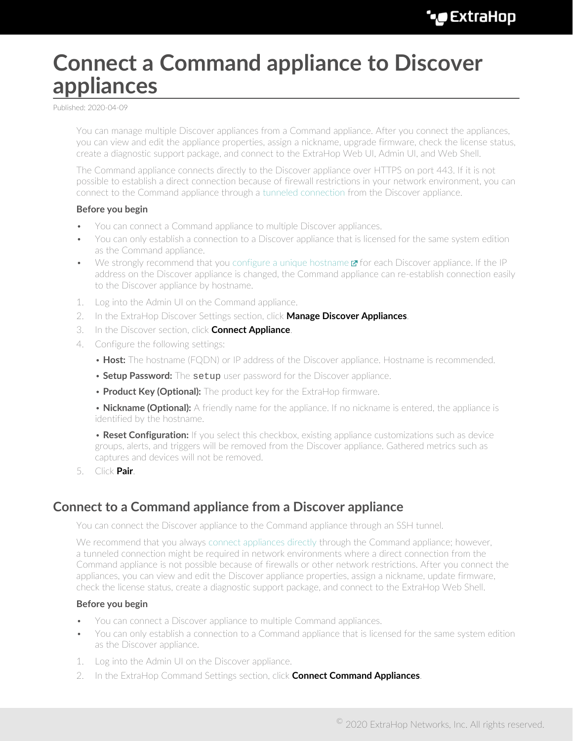# Connect a Command appliance to Discover appliances

Published: 2020-04-09

You can manage multiple Discover appliances from a Command appliance. After you connect the appliances, you can view and edit the appliance properties, assign a nickname, upgrade firmware, check the license status, create a diagnostic support package, and connect to the ExtraHop Web UI, Admin UI, and Web Shell.

The Command appliance connects directly to the Discover appliance over HTTPS on port 443. If it is not possible to establish a direct connection because of firewall restrictions in your network environment, you can connect to the Command appliance through a tunneled connection from the Discover appliance.

**Before you begin**

- You can connect a Command appliance to multiple Discover appliances.
- You can only establish a connection to a Discover appliance that is licensed for the same system edition as the Command appliance.
- We strongly recommend that you configure a unique hostname for each Discover appliance. If the IP address on the Discover appliance is changed, the Command appliance can re-establish connection easily to the Discover appliance by hostname.

1. Log into the Admin UI on the Command appliance.
2. In the ExtraHop Discover Settings section, click **Manage Discover Appliances**.
3. In the Discover section, click **Connect Appliance**.
4. Configure the following settings:
   - **Host:** The hostname (FQDN) or IP address of the Discover appliance. Hostname is recommended.
   - **Setup Password:** The `setup` user password for the Discover appliance.
   - **Product Key (Optional):** The product key for the ExtraHop firmware.
   - **Nickname (Optional):** A friendly name for the appliance. If no nickname is entered, the appliance is identified by the hostname.
   - **Reset Configuration:** If you select this checkbox, existing appliance customizations such as device groups, alerts, and triggers will be removed from the Discover appliance. Gathered metrics such as captures and devices will not be removed.
5. Click **Pair**.

## Connect to a Command appliance from a Discover appliance

You can connect the Discover appliance to the Command appliance through an SSH tunnel.

We recommend that you always connect appliances directly through the Command appliance; however, a tunneled connection might be required in network environments where a direct connection from the Command appliance is not possible because of firewalls or other network restrictions. After you connect the appliances, you can view and edit the Discover appliance properties, assign a nickname, update firmware, check the license status, create a diagnostic support package, and connect to the ExtraHop Web Shell.

**Before you begin**

- You can connect a Discover appliance to multiple Command appliances.
- You can only establish a connection to a Command appliance that is licensed for the same system edition as the Discover appliance.

1. Log into the Admin UI on the Discover appliance.
2. In the ExtraHop Command Settings section, click **Connect Command Appliances**.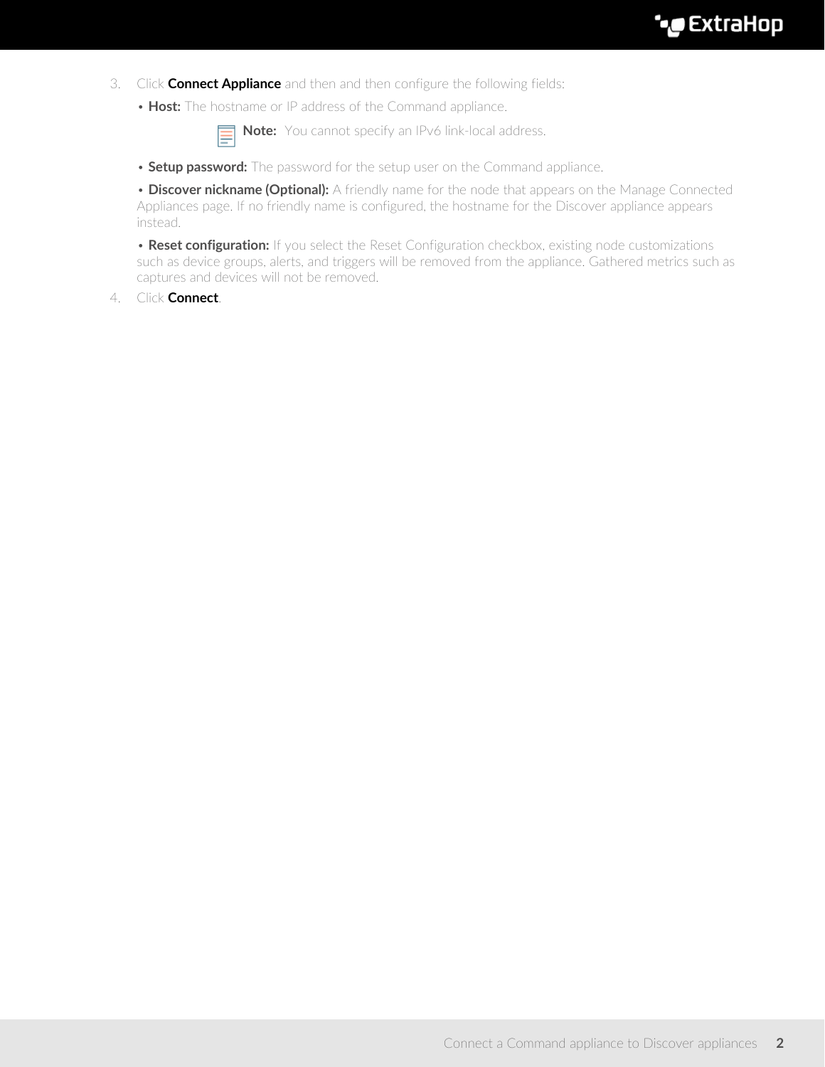3. Click **Connect Appliance** and then and then configure the following fields:
   - **Host:** The hostname or IP address of the Command appliance.

     **Note:** You cannot specify an IPv6 link-local address.

   - **Setup password:** The password for the setup user on the Command appliance.
   - **Discover nickname (Optional):** A friendly name for the node that appears on the Manage Connected Appliances page. If no friendly name is configured, the hostname for the Discover appliance appears instead.
   - **Reset configuration:** If you select the Reset Configuration checkbox, existing node customizations such as device groups, alerts, and triggers will be removed from the appliance. Gathered metrics such as captures and devices will not be removed.
4. Click **Connect**.